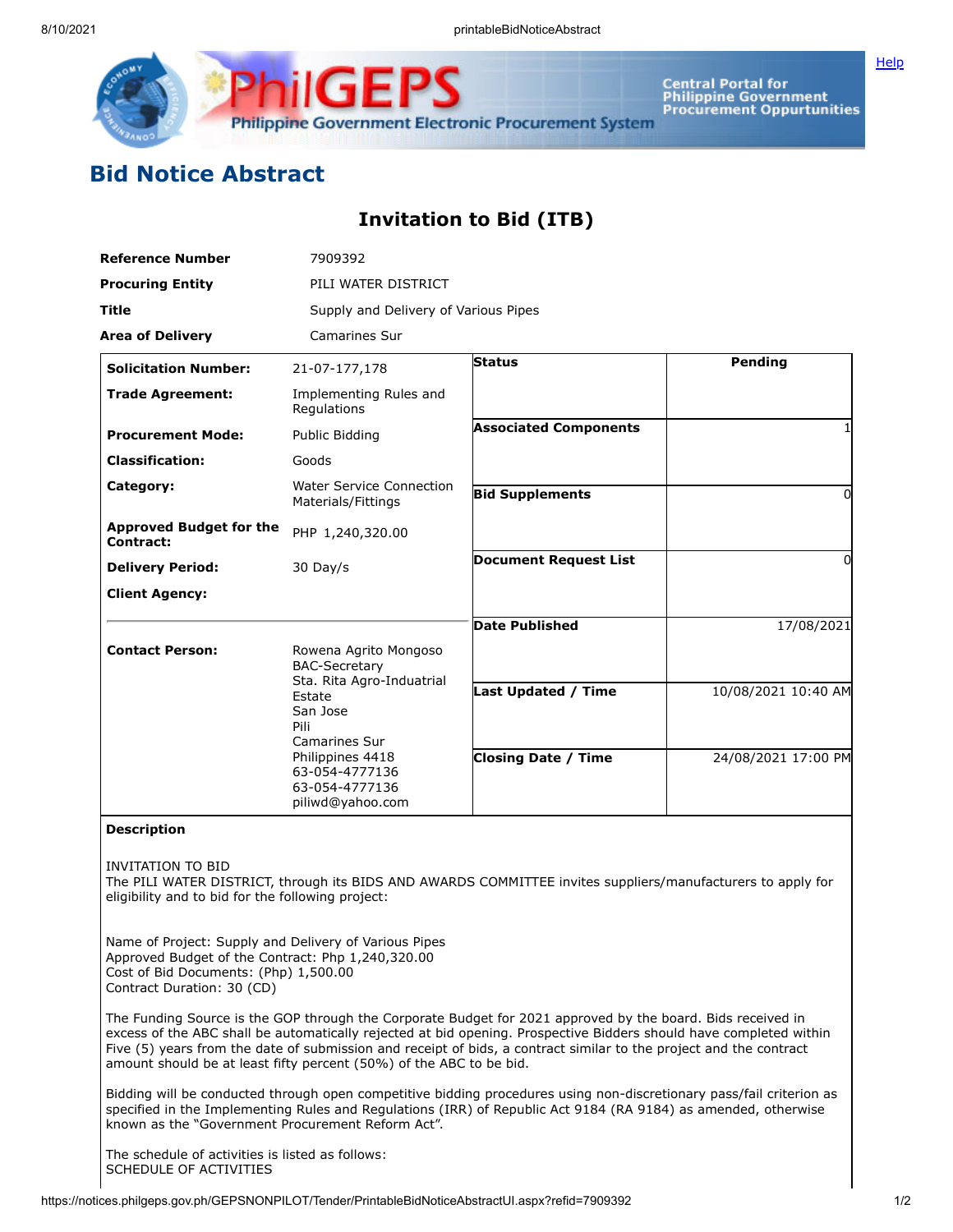# Bid Notice Abstract

## Invitation to Bid (ITB)

| | |
|---|---|
| **Reference Number** | 7909392 |
| **Procuring Entity** | PILI WATER DISTRICT |
| **Title** | Supply and Delivery of Various Pipes |
| **Area of Delivery** | Camarines Sur |

| | | | |
|---|---|---|---|
| **Solicitation Number:** | 21-07-177,178 | **Status** | Pending |
| **Trade Agreement:** | Implementing Rules and Regulations | | |
| **Procurement Mode:** | Public Bidding | **Associated Components** | 1 |
| **Classification:** | Goods | | |
| **Category:** | Water Service Connection Materials/Fittings | **Bid Supplements** | 0 |
| **Approved Budget for the Contract:** | PHP 1,240,320.00 | | |
| **Delivery Period:** | 30 Day/s | **Document Request List** | 0 |
| **Client Agency:** | | | |
| | | **Date Published** | 17/08/2021 |
| **Contact Person:** | Rowena Agrito Mongoso<br>BAC-Secretary<br>Sta. Rita Agro-Indautrial Estate<br>San Jose<br>Pili<br>Camarines Sur<br>Philippines 4418<br>63-054-4777136<br>63-054-4777136<br>piliwd@yahoo.com | **Last Updated / Time** | 10/08/2021 10:40 AM |
| | | **Closing Date / Time** | 24/08/2021 17:00 PM |

**Description**

INVITATION TO BID
The PILI WATER DISTRICT, through its BIDS AND AWARDS COMMITTEE invites suppliers/manufacturers to apply for eligibility and to bid for the following project:

Name of Project: Supply and Delivery of Various Pipes
Approved Budget of the Contract: Php 1,240,320.00
Cost of Bid Documents: (Php) 1,500.00
Contract Duration: 30 (CD)

The Funding Source is the GOP through the Corporate Budget for 2021 approved by the board. Bids received in excess of the ABC shall be automatically rejected at bid opening. Prospective Bidders should have completed within Five (5) years from the date of submission and receipt of bids, a contract similar to the project and the contract amount should be at least fifty percent (50%) of the ABC to be bid.

Bidding will be conducted through open competitive bidding procedures using non-discretionary pass/fail criterion as specified in the Implementing Rules and Regulations (IRR) of Republic Act 9184 (RA 9184) as amended, otherwise known as the "Government Procurement Reform Act".

The schedule of activities is listed as follows:
SCHEDULE OF ACTIVITIES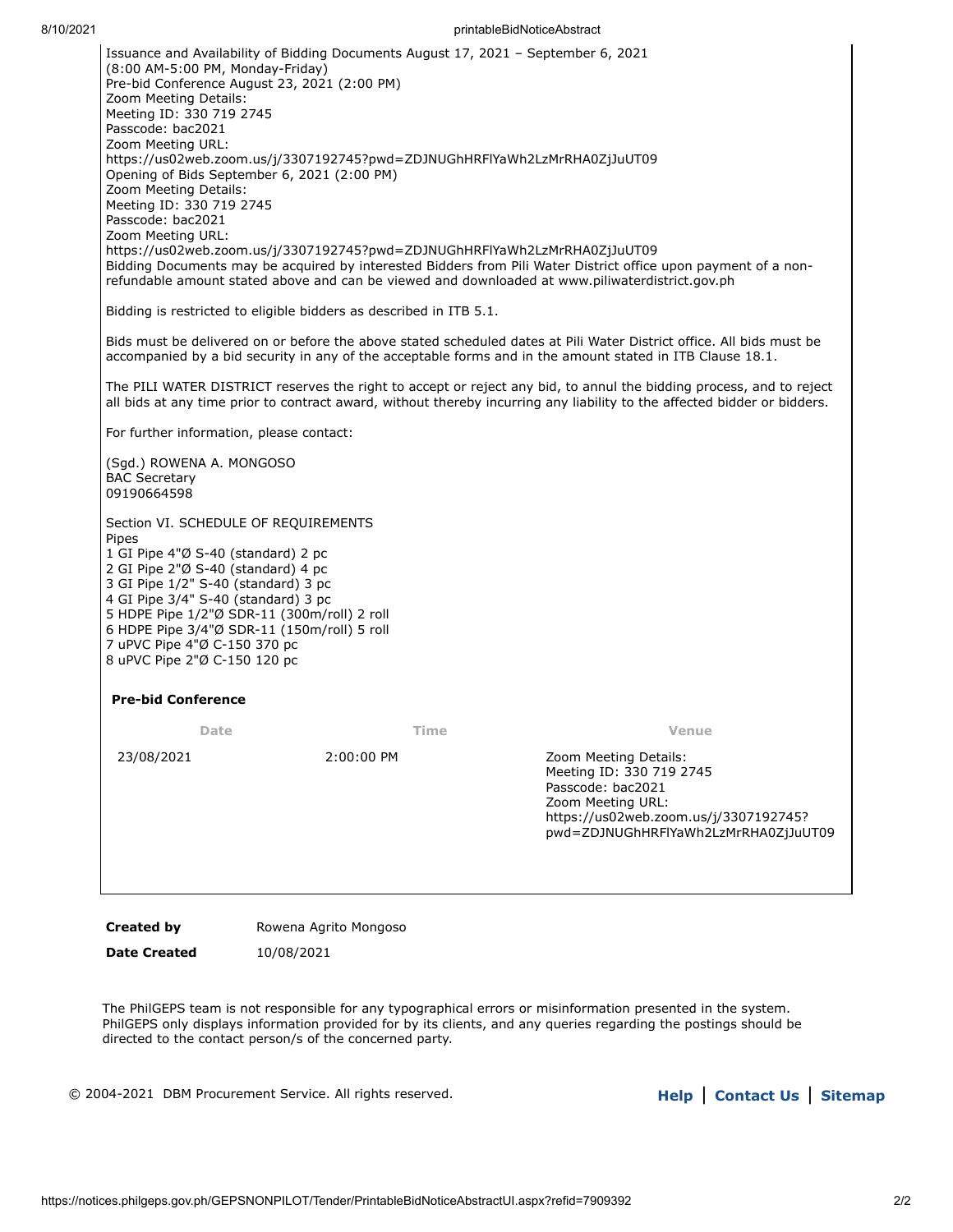Issuance and Availability of Bidding Documents August 17, 2021 – September 6, 2021
(8:00 AM-5:00 PM, Monday-Friday)
Pre-bid Conference August 23, 2021 (2:00 PM)
Zoom Meeting Details:
Meeting ID: 330 719 2745
Passcode: bac2021
Zoom Meeting URL:
https://us02web.zoom.us/j/3307192745?pwd=ZDJNUGhHRFlYaWh2LzMrRHA0ZjJuUT09
Opening of Bids September 6, 2021 (2:00 PM)
Zoom Meeting Details:
Meeting ID: 330 719 2745
Passcode: bac2021
Zoom Meeting URL:
https://us02web.zoom.us/j/3307192745?pwd=ZDJNUGhHRFlYaWh2LzMrRHA0ZjJuUT09
Bidding Documents may be acquired by interested Bidders from Pili Water District office upon payment of a non-refundable amount stated above and can be viewed and downloaded at www.piliwaterdistrict.gov.ph

Bidding is restricted to eligible bidders as described in ITB 5.1.

Bids must be delivered on or before the above stated scheduled dates at Pili Water District office. All bids must be accompanied by a bid security in any of the acceptable forms and in the amount stated in ITB Clause 18.1.

The PILI WATER DISTRICT reserves the right to accept or reject any bid, to annul the bidding process, and to reject all bids at any time prior to contract award, without thereby incurring any liability to the affected bidder or bidders.

For further information, please contact:

(Sgd.) ROWENA A. MONGOSO
BAC Secretary
09190664598

Section VI. SCHEDULE OF REQUIREMENTS
Pipes
1 GI Pipe 4"Ø S-40 (standard) 2 pc
2 GI Pipe 2"Ø S-40 (standard) 4 pc
3 GI Pipe 1/2" S-40 (standard) 3 pc
4 GI Pipe 3/4" S-40 (standard) 3 pc
5 HDPE Pipe 1/2"Ø SDR-11 (300m/roll) 2 roll
6 HDPE Pipe 3/4"Ø SDR-11 (150m/roll) 5 roll
7 uPVC Pipe 4"Ø C-150 370 pc
8 uPVC Pipe 2"Ø C-150 120 pc

**Pre-bid Conference**

| Date | Time | Venue |
|---|---|---|
| 23/08/2021 | 2:00:00 PM | Zoom Meeting Details: Meeting ID: 330 719 2745 Passcode: bac2021 Zoom Meeting URL: https://us02web.zoom.us/j/3307192745?pwd=ZDJNUGhHRFlYaWh2LzMrRHA0ZjJuUT09 |

| | |
|---|---|
| **Created by** | Rowena Agrito Mongoso |
| **Date Created** | 10/08/2021 |

The PhilGEPS team is not responsible for any typographical errors or misinformation presented in the system. PhilGEPS only displays information provided for by its clients, and any queries regarding the postings should be directed to the contact person/s of the concerned party.

© 2004-2021 DBM Procurement Service. All rights reserved.

**Help** | **Contact Us** | **Sitemap**